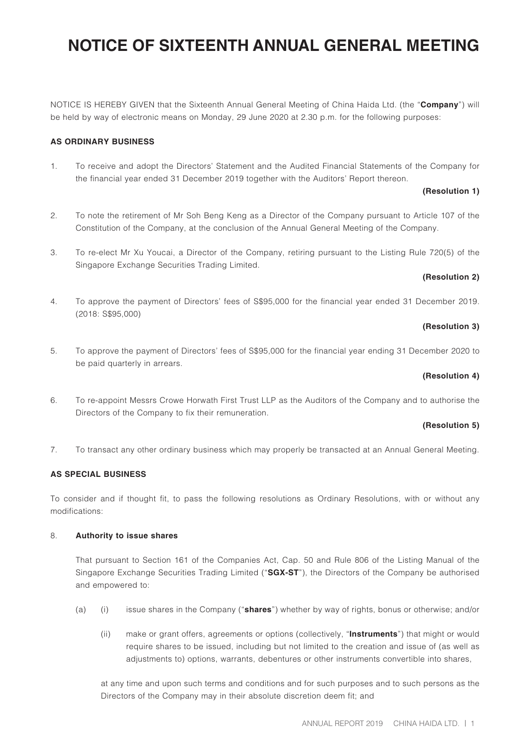# NOTICE OF SIXTEENTH ANNUAL GENERAL MEETING

NOTICE IS HEREBY GIVEN that the Sixteenth Annual General Meeting of China Haida Ltd. (the "**Company**") will be held by way of electronic means on Monday, 29 June 2020 at 2.30 p.m. for the following purposes:

**AS ORDINARY BUSINESS**

1. To receive and adopt the Directors' Statement and the Audited Financial Statements of the Company for the financial year ended 31 December 2019 together with the Auditors' Report thereon.

   **(Resolution 1)**

2. To note the retirement of Mr Soh Beng Keng as a Director of the Company pursuant to Article 107 of the Constitution of the Company, at the conclusion of the Annual General Meeting of the Company.

3. To re-elect Mr Xu Youcai, a Director of the Company, retiring pursuant to the Listing Rule 720(5) of the Singapore Exchange Securities Trading Limited.

   **(Resolution 2)**

4. To approve the payment of Directors' fees of S$95,000 for the financial year ended 31 December 2019. (2018: S$95,000)

   **(Resolution 3)**

5. To approve the payment of Directors' fees of S$95,000 for the financial year ending 31 December 2020 to be paid quarterly in arrears.

   **(Resolution 4)**

6. To re-appoint Messrs Crowe Horwath First Trust LLP as the Auditors of the Company and to authorise the Directors of the Company to fix their remuneration.

   **(Resolution 5)**

7. To transact any other ordinary business which may properly be transacted at an Annual General Meeting.

**AS SPECIAL BUSINESS**

To consider and if thought fit, to pass the following resolutions as Ordinary Resolutions, with or without any modifications:

8. **Authority to issue shares**

   That pursuant to Section 161 of the Companies Act, Cap. 50 and Rule 806 of the Listing Manual of the Singapore Exchange Securities Trading Limited ("**SGX-ST**"), the Directors of the Company be authorised and empowered to:

   (a) (i) issue shares in the Company ("**shares**") whether by way of rights, bonus or otherwise; and/or

   (ii) make or grant offers, agreements or options (collectively, "**Instruments**") that might or would require shares to be issued, including but not limited to the creation and issue of (as well as adjustments to) options, warrants, debentures or other instruments convertible into shares,

   at any time and upon such terms and conditions and for such purposes and to such persons as the Directors of the Company may in their absolute discretion deem fit; and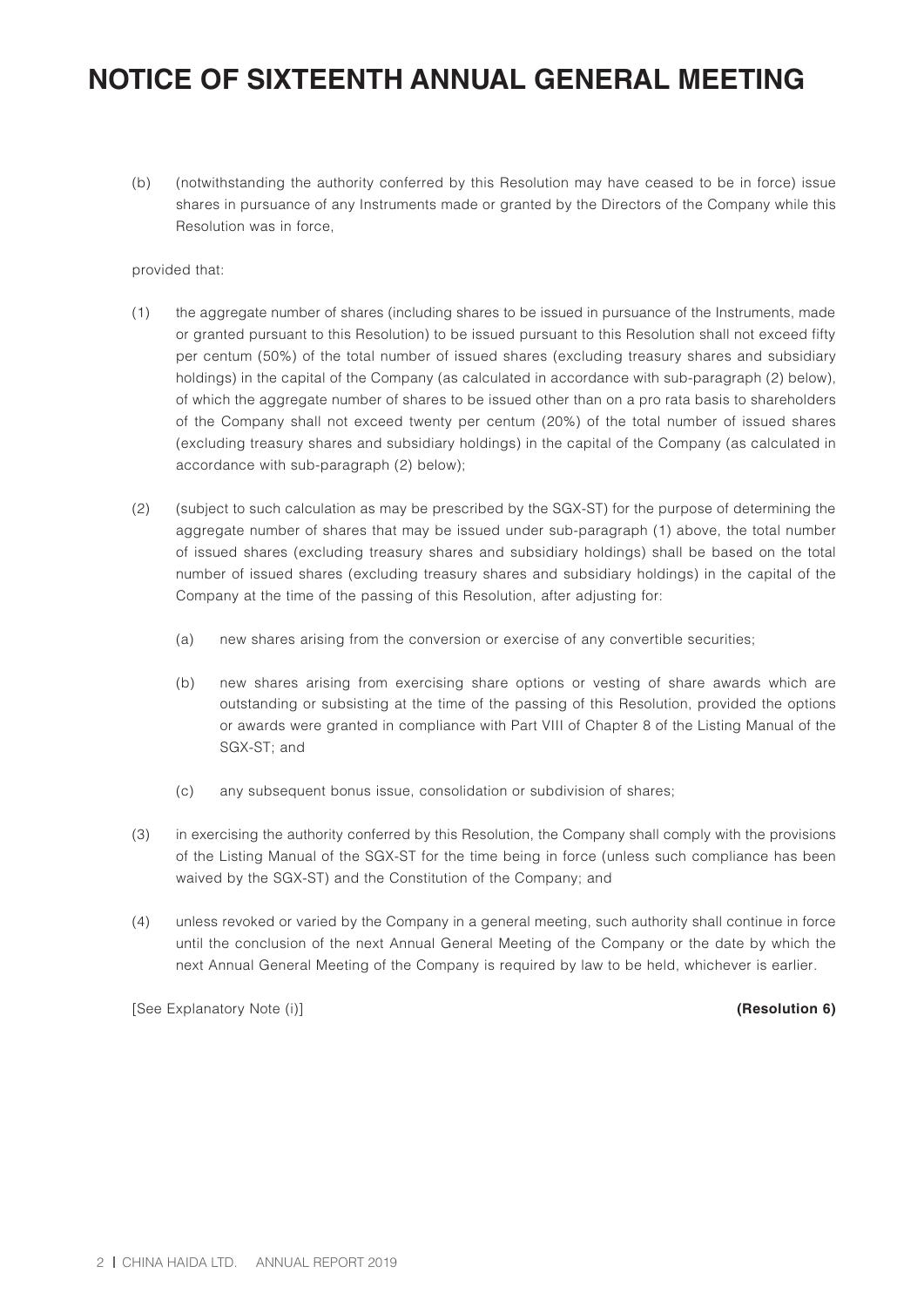# NOTICE OF SIXTEENTH ANNUAL GENERAL MEETING

(b) (notwithstanding the authority conferred by this Resolution may have ceased to be in force) issue shares in pursuance of any Instruments made or granted by the Directors of the Company while this Resolution was in force,

provided that:

(1) the aggregate number of shares (including shares to be issued in pursuance of the Instruments, made or granted pursuant to this Resolution) to be issued pursuant to this Resolution shall not exceed fifty per centum (50%) of the total number of issued shares (excluding treasury shares and subsidiary holdings) in the capital of the Company (as calculated in accordance with sub-paragraph (2) below), of which the aggregate number of shares to be issued other than on a pro rata basis to shareholders of the Company shall not exceed twenty per centum (20%) of the total number of issued shares (excluding treasury shares and subsidiary holdings) in the capital of the Company (as calculated in accordance with sub-paragraph (2) below);

(2) (subject to such calculation as may be prescribed by the SGX-ST) for the purpose of determining the aggregate number of shares that may be issued under sub-paragraph (1) above, the total number of issued shares (excluding treasury shares and subsidiary holdings) shall be based on the total number of issued shares (excluding treasury shares and subsidiary holdings) in the capital of the Company at the time of the passing of this Resolution, after adjusting for:

   (a) new shares arising from the conversion or exercise of any convertible securities;

   (b) new shares arising from exercising share options or vesting of share awards which are outstanding or subsisting at the time of the passing of this Resolution, provided the options or awards were granted in compliance with Part VIII of Chapter 8 of the Listing Manual of the SGX-ST; and

   (c) any subsequent bonus issue, consolidation or subdivision of shares;

(3) in exercising the authority conferred by this Resolution, the Company shall comply with the provisions of the Listing Manual of the SGX-ST for the time being in force (unless such compliance has been waived by the SGX-ST) and the Constitution of the Company; and

(4) unless revoked or varied by the Company in a general meeting, such authority shall continue in force until the conclusion of the next Annual General Meeting of the Company or the date by which the next Annual General Meeting of the Company is required by law to be held, whichever is earlier.

[See Explanatory Note (i)] **(Resolution 6)**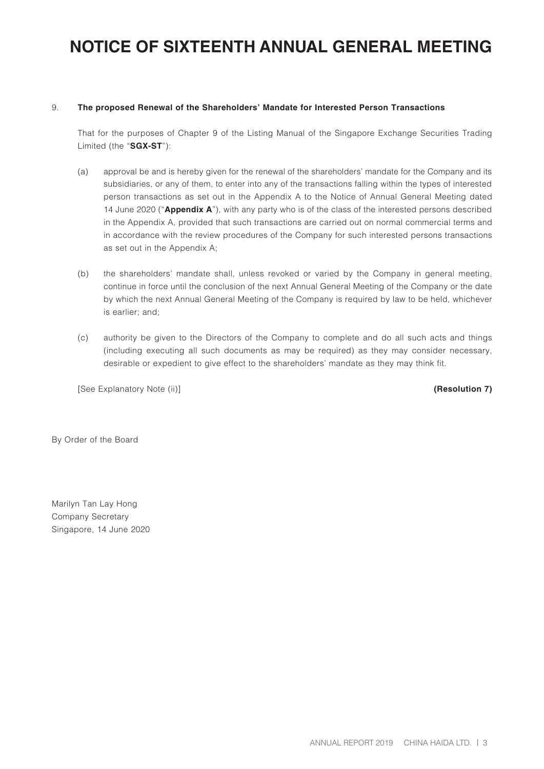# NOTICE OF SIXTEENTH ANNUAL GENERAL MEETING

9. **The proposed Renewal of the Shareholders' Mandate for Interested Person Transactions**

   That for the purposes of Chapter 9 of the Listing Manual of the Singapore Exchange Securities Trading Limited (the "**SGX-ST**"):

   (a) approval be and is hereby given for the renewal of the shareholders' mandate for the Company and its subsidiaries, or any of them, to enter into any of the transactions falling within the types of interested person transactions as set out in the Appendix A to the Notice of Annual General Meeting dated 14 June 2020 ("**Appendix A**"), with any party who is of the class of the interested persons described in the Appendix A, provided that such transactions are carried out on normal commercial terms and in accordance with the review procedures of the Company for such interested persons transactions as set out in the Appendix A;

   (b) the shareholders' mandate shall, unless revoked or varied by the Company in general meeting, continue in force until the conclusion of the next Annual General Meeting of the Company or the date by which the next Annual General Meeting of the Company is required by law to be held, whichever is earlier; and;

   (c) authority be given to the Directors of the Company to complete and do all such acts and things (including executing all such documents as may be required) as they may consider necessary, desirable or expedient to give effect to the shareholders' mandate as they may think fit.

   [See Explanatory Note (ii)] **(Resolution 7)**

By Order of the Board

Marilyn Tan Lay Hong
Company Secretary
Singapore, 14 June 2020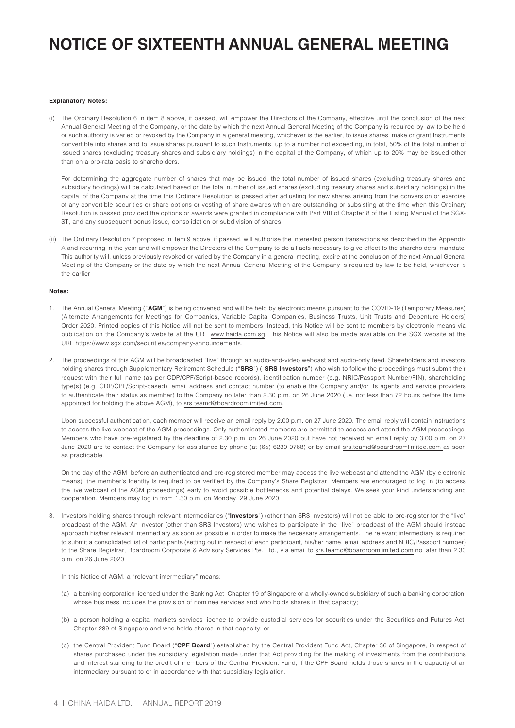# NOTICE OF SIXTEENTH ANNUAL GENERAL MEETING

**Explanatory Notes:**

(i) The Ordinary Resolution 6 in item 8 above, if passed, will empower the Directors of the Company, effective until the conclusion of the next Annual General Meeting of the Company, or the date by which the next Annual General Meeting of the Company is required by law to be held or such authority is varied or revoked by the Company in a general meeting, whichever is the earlier, to issue shares, make or grant Instruments convertible into shares and to issue shares pursuant to such Instruments, up to a number not exceeding, in total, 50% of the total number of issued shares (excluding treasury shares and subsidiary holdings) in the capital of the Company, of which up to 20% may be issued other than on a pro-rata basis to shareholders.

For determining the aggregate number of shares that may be issued, the total number of issued shares (excluding treasury shares and subsidiary holdings) will be calculated based on the total number of issued shares (excluding treasury shares and subsidiary holdings) in the capital of the Company at the time this Ordinary Resolution is passed after adjusting for new shares arising from the conversion or exercise of any convertible securities or share options or vesting of share awards which are outstanding or subsisting at the time when this Ordinary Resolution is passed provided the options or awards were granted in compliance with Part VIII of Chapter 8 of the Listing Manual of the SGX-ST, and any subsequent bonus issue, consolidation or subdivision of shares.

(ii) The Ordinary Resolution 7 proposed in item 9 above, if passed, will authorise the interested person transactions as described in the Appendix A and recurring in the year and will empower the Directors of the Company to do all acts necessary to give effect to the shareholders' mandate. This authority will, unless previously revoked or varied by the Company in a general meeting, expire at the conclusion of the next Annual General Meeting of the Company or the date by which the next Annual General Meeting of the Company is required by law to be held, whichever is the earlier.

**Notes:**

1. The Annual General Meeting ("**AGM**") is being convened and will be held by electronic means pursuant to the COVID-19 (Temporary Measures) (Alternate Arrangements for Meetings for Companies, Variable Capital Companies, Business Trusts, Unit Trusts and Debenture Holders) Order 2020. Printed copies of this Notice will not be sent to members. Instead, this Notice will be sent to members by electronic means via publication on the Company's website at the URL www.haida.com.sg. This Notice will also be made available on the SGX website at the URL https://www.sgx.com/securities/company-announcements.

2. The proceedings of this AGM will be broadcasted "live" through an audio-and-video webcast and audio-only feed. Shareholders and investors holding shares through Supplementary Retirement Schedule ("**SRS**") ("**SRS Investors**") who wish to follow the proceedings must submit their request with their full name (as per CDP/CPF/Script-based records), identification number (e.g. NRIC/Passport Number/FIN), shareholding type(s) (e.g. CDP/CPF/Script-based), email address and contact number (to enable the Company and/or its agents and service providers to authenticate their status as member) to the Company no later than 2.30 p.m. on 26 June 2020 (i.e. not less than 72 hours before the time appointed for holding the above AGM), to srs.teamd@boardroomlimited.com.

   Upon successful authentication, each member will receive an email reply by 2.00 p.m. on 27 June 2020. The email reply will contain instructions to access the live webcast of the AGM proceedings. Only authenticated members are permitted to access and attend the AGM proceedings. Members who have pre-registered by the deadline of 2.30 p.m. on 26 June 2020 but have not received an email reply by 3.00 p.m. on 27 June 2020 are to contact the Company for assistance by phone (at (65) 6230 9768) or by email srs.teamd@boardroomlimited.com as soon as practicable.

   On the day of the AGM, before an authenticated and pre-registered member may access the live webcast and attend the AGM (by electronic means), the member's identity is required to be verified by the Company's Share Registrar. Members are encouraged to log in (to access the live webcast of the AGM proceedings) early to avoid possible bottlenecks and potential delays. We seek your kind understanding and cooperation. Members may log in from 1.30 p.m. on Monday, 29 June 2020.

3. Investors holding shares through relevant intermediaries ("**Investors**") (other than SRS Investors) will not be able to pre-register for the "live" broadcast of the AGM. An Investor (other than SRS Investors) who wishes to participate in the "live" broadcast of the AGM should instead approach his/her relevant intermediary as soon as possible in order to make the necessary arrangements. The relevant intermediary is required to submit a consolidated list of participants (setting out in respect of each participant, his/her name, email address and NRIC/Passport number) to the Share Registrar, Boardroom Corporate & Advisory Services Pte. Ltd., via email to srs.teamd@boardroomlimited.com no later than 2.30 p.m. on 26 June 2020.

   In this Notice of AGM, a "relevant intermediary" means:

   (a) a banking corporation licensed under the Banking Act, Chapter 19 of Singapore or a wholly-owned subsidiary of such a banking corporation, whose business includes the provision of nominee services and who holds shares in that capacity;

   (b) a person holding a capital markets services licence to provide custodial services for securities under the Securities and Futures Act, Chapter 289 of Singapore and who holds shares in that capacity; or

   (c) the Central Provident Fund Board ("**CPF Board**") established by the Central Provident Fund Act, Chapter 36 of Singapore, in respect of shares purchased under the subsidiary legislation made under that Act providing for the making of investments from the contributions and interest standing to the credit of members of the Central Provident Fund, if the CPF Board holds those shares in the capacity of an intermediary pursuant to or in accordance with that subsidiary legislation.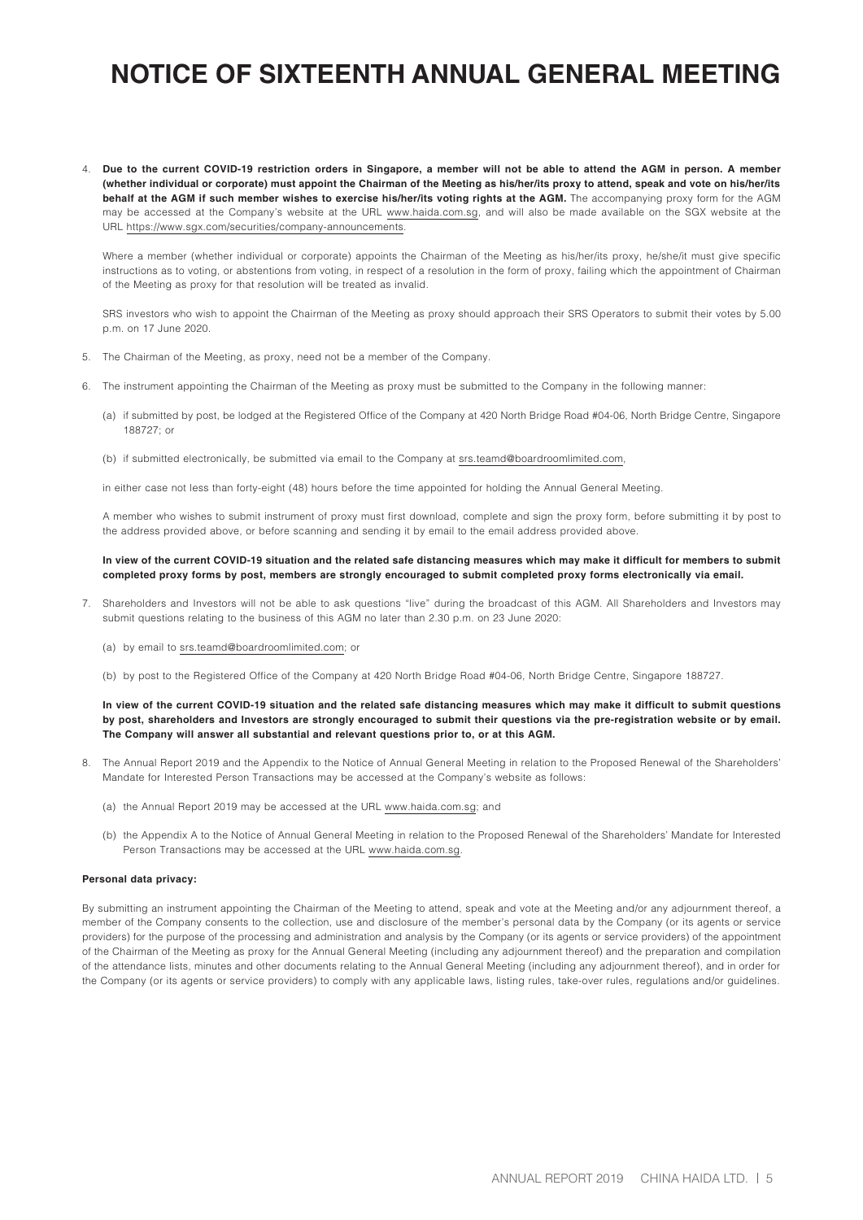# NOTICE OF SIXTEENTH ANNUAL GENERAL MEETING

4. **Due to the current COVID-19 restriction orders in Singapore, a member will not be able to attend the AGM in person. A member (whether individual or corporate) must appoint the Chairman of the Meeting as his/her/its proxy to attend, speak and vote on his/her/its behalf at the AGM if such member wishes to exercise his/her/its voting rights at the AGM.** The accompanying proxy form for the AGM may be accessed at the Company's website at the URL www.haida.com.sg, and will also be made available on the SGX website at the URL https://www.sgx.com/securities/company-announcements.

   Where a member (whether individual or corporate) appoints the Chairman of the Meeting as his/her/its proxy, he/she/it must give specific instructions as to voting, or abstentions from voting, in respect of a resolution in the form of proxy, failing which the appointment of Chairman of the Meeting as proxy for that resolution will be treated as invalid.

   SRS investors who wish to appoint the Chairman of the Meeting as proxy should approach their SRS Operators to submit their votes by 5.00 p.m. on 17 June 2020.

5. The Chairman of the Meeting, as proxy, need not be a member of the Company.

6. The instrument appointing the Chairman of the Meeting as proxy must be submitted to the Company in the following manner:

   (a) if submitted by post, be lodged at the Registered Office of the Company at 420 North Bridge Road #04-06, North Bridge Centre, Singapore 188727; or

   (b) if submitted electronically, be submitted via email to the Company at srs.teamd@boardroomlimited.com,

   in either case not less than forty-eight (48) hours before the time appointed for holding the Annual General Meeting.

   A member who wishes to submit instrument of proxy must first download, complete and sign the proxy form, before submitting it by post to the address provided above, or before scanning and sending it by email to the email address provided above.

   **In view of the current COVID-19 situation and the related safe distancing measures which may make it difficult for members to submit completed proxy forms by post, members are strongly encouraged to submit completed proxy forms electronically via email.**

7. Shareholders and Investors will not be able to ask questions "live" during the broadcast of this AGM. All Shareholders and Investors may submit questions relating to the business of this AGM no later than 2.30 p.m. on 23 June 2020:

   (a) by email to srs.teamd@boardroomlimited.com; or

   (b) by post to the Registered Office of the Company at 420 North Bridge Road #04-06, North Bridge Centre, Singapore 188727.

   **In view of the current COVID-19 situation and the related safe distancing measures which may make it difficult to submit questions by post, shareholders and Investors are strongly encouraged to submit their questions via the pre-registration website or by email. The Company will answer all substantial and relevant questions prior to, or at this AGM.**

8. The Annual Report 2019 and the Appendix to the Notice of Annual General Meeting in relation to the Proposed Renewal of the Shareholders' Mandate for Interested Person Transactions may be accessed at the Company's website as follows:

   (a) the Annual Report 2019 may be accessed at the URL www.haida.com.sg; and

   (b) the Appendix A to the Notice of Annual General Meeting in relation to the Proposed Renewal of the Shareholders' Mandate for Interested Person Transactions may be accessed at the URL www.haida.com.sg.

**Personal data privacy:**

By submitting an instrument appointing the Chairman of the Meeting to attend, speak and vote at the Meeting and/or any adjournment thereof, a member of the Company consents to the collection, use and disclosure of the member's personal data by the Company (or its agents or service providers) for the purpose of the processing and administration and analysis by the Company (or its agents or service providers) of the appointment of the Chairman of the Meeting as proxy for the Annual General Meeting (including any adjournment thereof) and the preparation and compilation of the attendance lists, minutes and other documents relating to the Annual General Meeting (including any adjournment thereof), and in order for the Company (or its agents or service providers) to comply with any applicable laws, listing rules, take-over rules, regulations and/or guidelines.